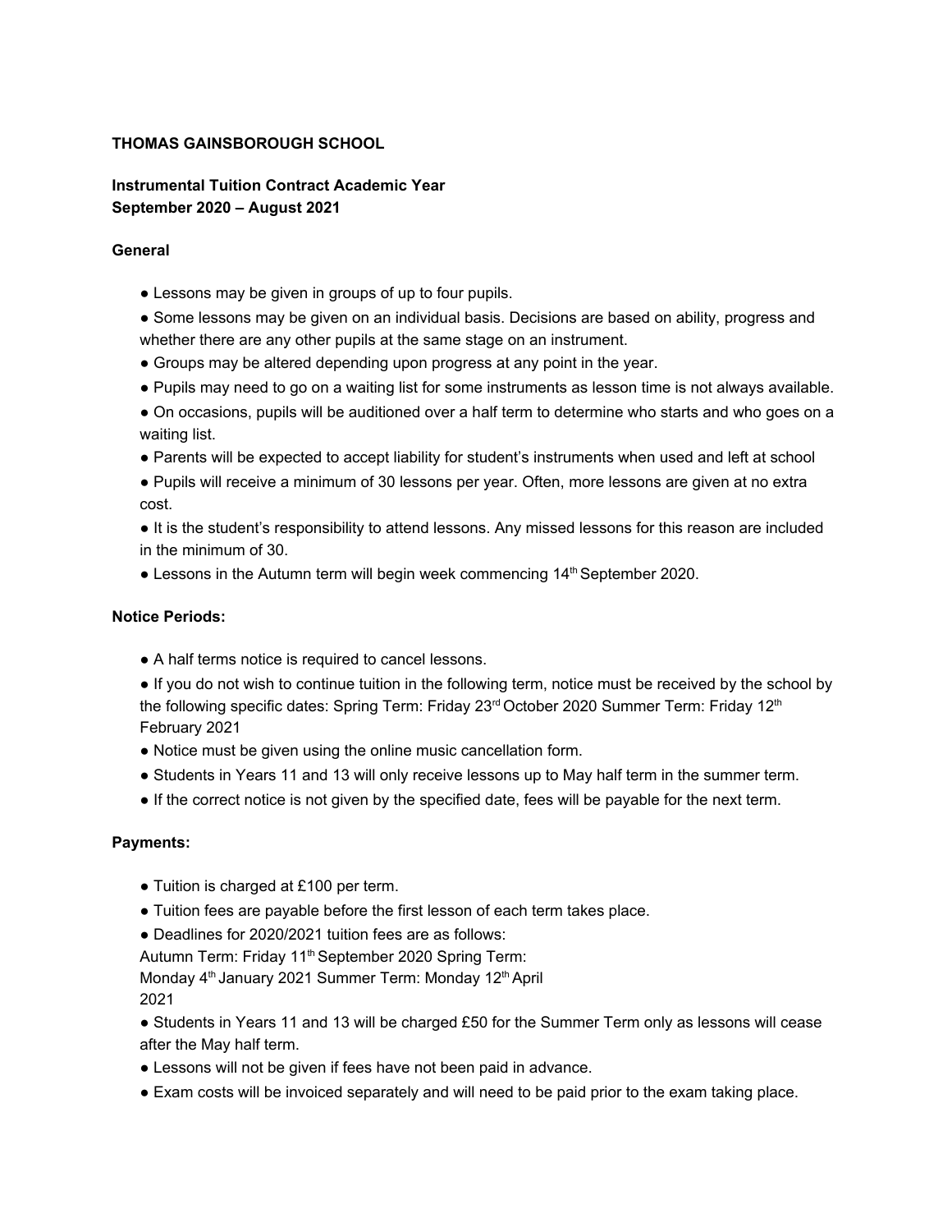**THOMAS GAINSBOROUGH SCHOOL**

**Instrumental Tuition Contract Academic Year September 2020 – August 2021**

**General**

- Lessons may be given in groups of up to four pupils.
- Some lessons may be given on an individual basis. Decisions are based on ability, progress and whether there are any other pupils at the same stage on an instrument.
- Groups may be altered depending upon progress at any point in the year.
- Pupils may need to go on a waiting list for some instruments as lesson time is not always available.
- On occasions, pupils will be auditioned over a half term to determine who starts and who goes on a waiting list.
- Parents will be expected to accept liability for student's instruments when used and left at school
- Pupils will receive a minimum of 30 lessons per year. Often, more lessons are given at no extra cost.
- It is the student's responsibility to attend lessons. Any missed lessons for this reason are included in the minimum of 30.
- Lessons in the Autumn term will begin week commencing 14th September 2020.

**Notice Periods:**

- A half terms notice is required to cancel lessons.
- If you do not wish to continue tuition in the following term, notice must be received by the school by the following specific dates: Spring Term: Friday 23rd October 2020 Summer Term: Friday 12th February 2021
- Notice must be given using the online music cancellation form.
- Students in Years 11 and 13 will only receive lessons up to May half term in the summer term.
- If the correct notice is not given by the specified date, fees will be payable for the next term.

**Payments:**

- Tuition is charged at £100 per term.
- Tuition fees are payable before the first lesson of each term takes place.
- Deadlines for 2020/2021 tuition fees are as follows:
  Autumn Term: Friday 11th September 2020 Spring Term: Monday 4th January 2021 Summer Term: Monday 12th April 2021
- Students in Years 11 and 13 will be charged £50 for the Summer Term only as lessons will cease after the May half term.
- Lessons will not be given if fees have not been paid in advance.
- Exam costs will be invoiced separately and will need to be paid prior to the exam taking place.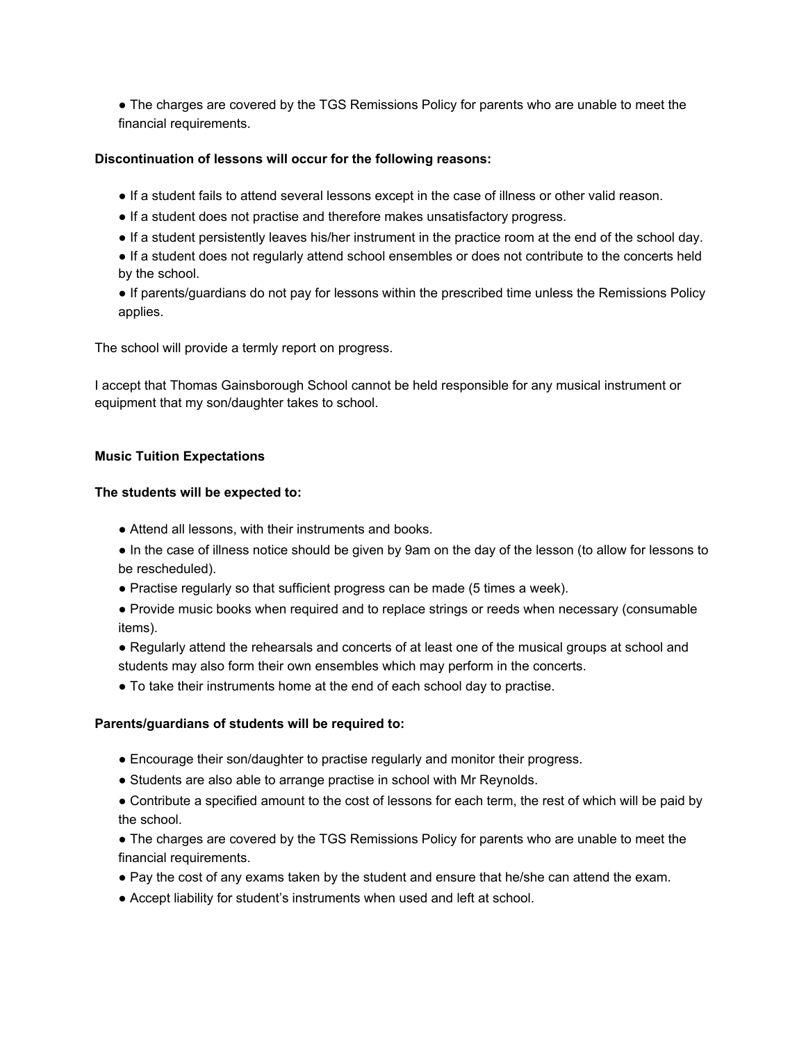- The charges are covered by the TGS Remissions Policy for parents who are unable to meet the financial requirements.

**Discontinuation of lessons will occur for the following reasons:**

- If a student fails to attend several lessons except in the case of illness or other valid reason.
- If a student does not practise and therefore makes unsatisfactory progress.
- If a student persistently leaves his/her instrument in the practice room at the end of the school day.
- If a student does not regularly attend school ensembles or does not contribute to the concerts held by the school.
- If parents/guardians do not pay for lessons within the prescribed time unless the Remissions Policy applies.

The school will provide a termly report on progress.

I accept that Thomas Gainsborough School cannot be held responsible for any musical instrument or equipment that my son/daughter takes to school.

**Music Tuition Expectations**

**The students will be expected to:**

- Attend all lessons, with their instruments and books.
- In the case of illness notice should be given by 9am on the day of the lesson (to allow for lessons to be rescheduled).
- Practise regularly so that sufficient progress can be made (5 times a week).
- Provide music books when required and to replace strings or reeds when necessary (consumable items).
- Regularly attend the rehearsals and concerts of at least one of the musical groups at school and students may also form their own ensembles which may perform in the concerts.
- To take their instruments home at the end of each school day to practise.

**Parents/guardians of students will be required to:**

- Encourage their son/daughter to practise regularly and monitor their progress.
- Students are also able to arrange practise in school with Mr Reynolds.
- Contribute a specified amount to the cost of lessons for each term, the rest of which will be paid by the school.
- The charges are covered by the TGS Remissions Policy for parents who are unable to meet the financial requirements.
- Pay the cost of any exams taken by the student and ensure that he/she can attend the exam.
- Accept liability for student's instruments when used and left at school.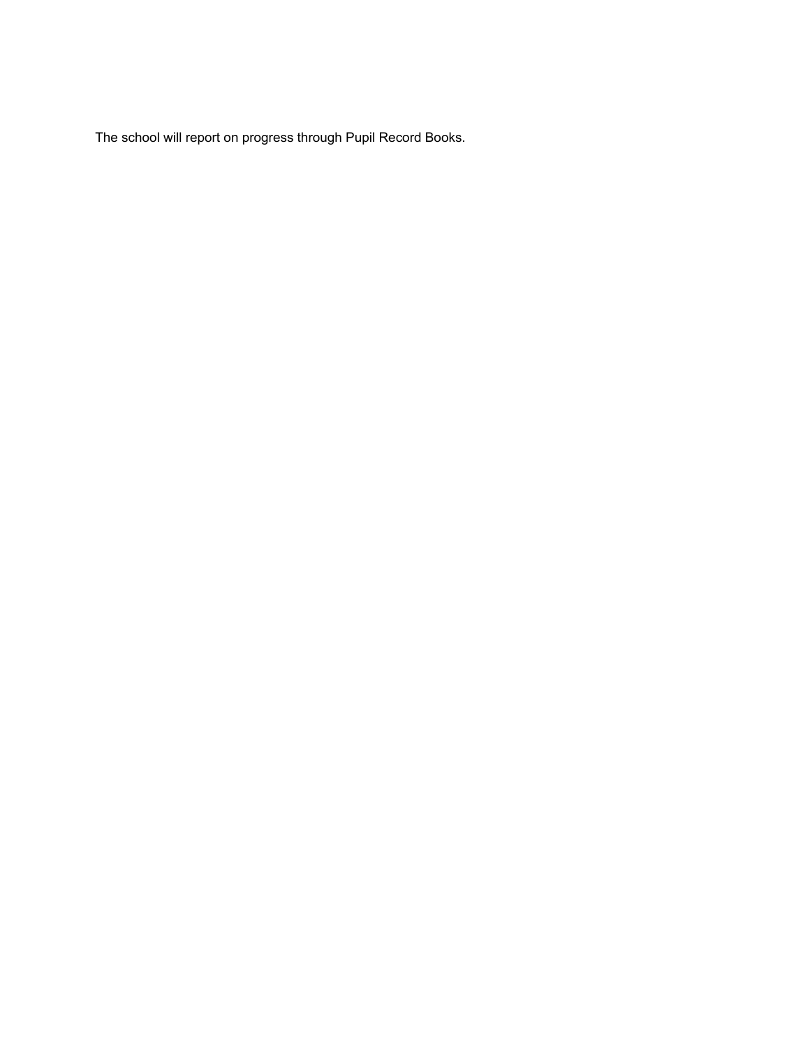The school will report on progress through Pupil Record Books.